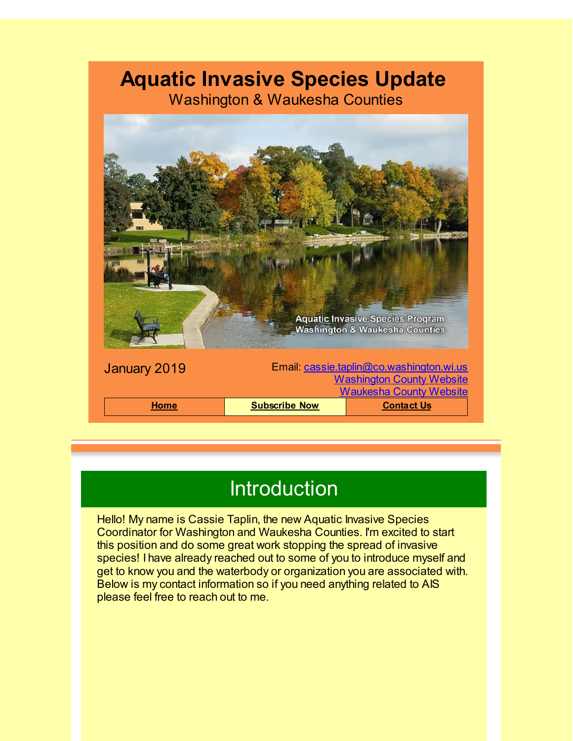# Aquatic Invasive Species Update

Washington & Waukesha Counties

January 2019

Email: cassie.taplin@co.washington.wi.us
Washington County Website
Waukesha County Website

| Home | Subscribe Now | Contact Us |
|---|---|---|

## Introduction

Hello! My name is Cassie Taplin, the new Aquatic Invasive Species Coordinator for Washington and Waukesha Counties. I'm excited to start this position and do some great work stopping the spread of invasive species! I have already reached out to some of you to introduce myself and get to know you and the waterbody or organization you are associated with. Below is my contact information so if you need anything related to AIS please feel free to reach out to me.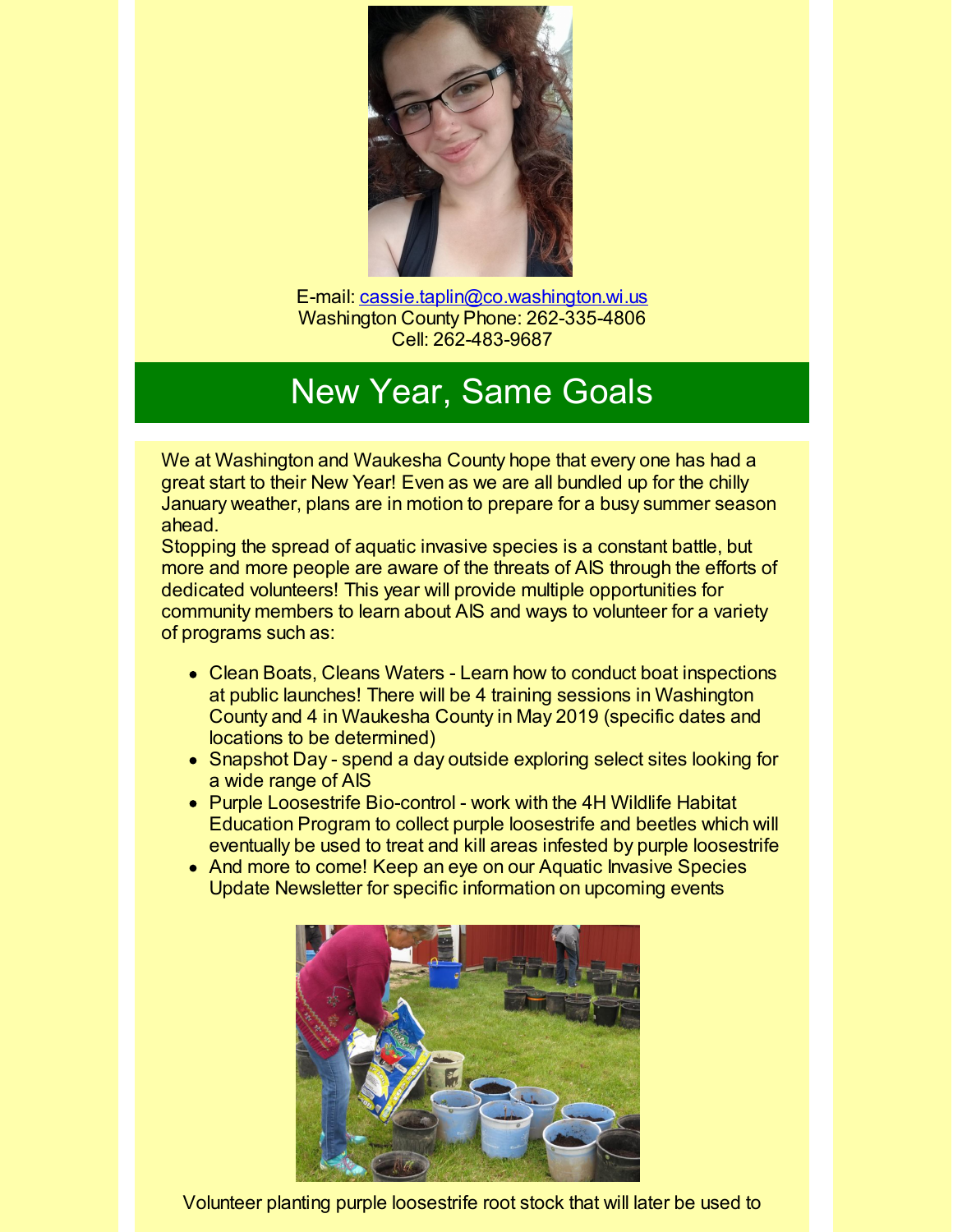E-mail: cassie.taplin@co.washington.wi.us
Washington County Phone: 262-335-4806
Cell: 262-483-9687

## New Year, Same Goals

We at Washington and Waukesha County hope that every one has had a great start to their New Year! Even as we are all bundled up for the chilly January weather, plans are in motion to prepare for a busy summer season ahead.
Stopping the spread of aquatic invasive species is a constant battle, but more and more people are aware of the threats of AIS through the efforts of dedicated volunteers! This year will provide multiple opportunities for community members to learn about AIS and ways to volunteer for a variety of programs such as:

- Clean Boats, Cleans Waters - Learn how to conduct boat inspections at public launches! There will be 4 training sessions in Washington County and 4 in Waukesha County in May 2019 (specific dates and locations to be determined)
- Snapshot Day - spend a day outside exploring select sites looking for a wide range of AIS
- Purple Loosestrife Bio-control - work with the 4H Wildlife Habitat Education Program to collect purple loosestrife and beetles which will eventually be used to treat and kill areas infested by purple loosestrife
- And more to come! Keep an eye on our Aquatic Invasive Species Update Newsletter for specific information on upcoming events

Volunteer planting purple loosestrife root stock that will later be used to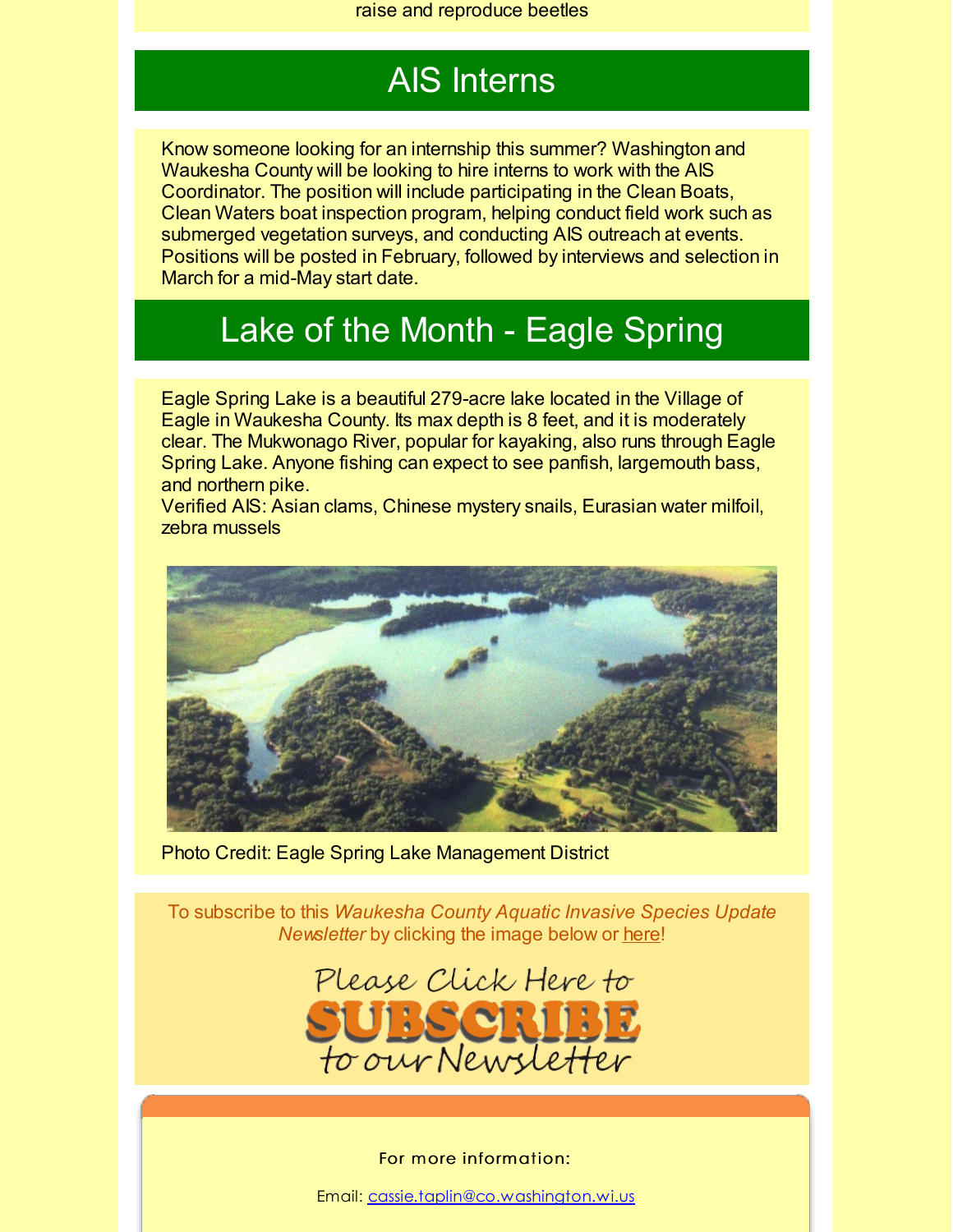raise and reproduce beetles

## AIS Interns

Know someone looking for an internship this summer? Washington and Waukesha County will be looking to hire interns to work with the AIS Coordinator. The position will include participating in the Clean Boats, Clean Waters boat inspection program, helping conduct field work such as submerged vegetation surveys, and conducting AIS outreach at events. Positions will be posted in February, followed by interviews and selection in March for a mid-May start date.

## Lake of the Month - Eagle Spring

Eagle Spring Lake is a beautiful 279-acre lake located in the Village of Eagle in Waukesha County. Its max depth is 8 feet, and it is moderately clear. The Mukwonago River, popular for kayaking, also runs through Eagle Spring Lake. Anyone fishing can expect to see panfish, largemouth bass, and northern pike.
Verified AIS: Asian clams, Chinese mystery snails, Eurasian water milfoil, zebra mussels

Photo Credit: Eagle Spring Lake Management District

To subscribe to this *Waukesha County Aquatic Invasive Species Update Newsletter* by clicking the image below or here!

Please Click Here to SUBSCRIBE to our Newsletter

For more information:

Email: cassie.taplin@co.washington.wi.us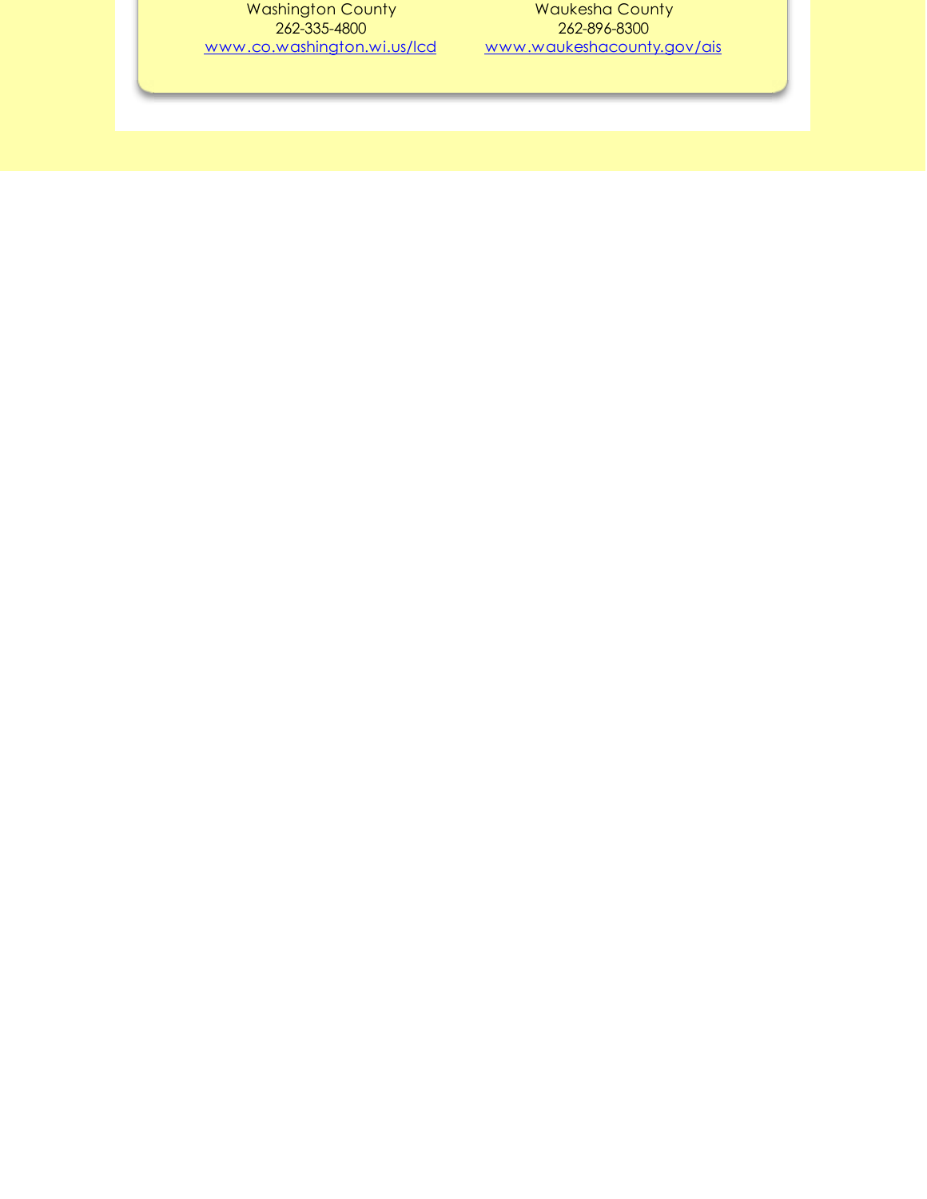| Washington County | Waukesha County |
|---|---|
| 262-335-4800 | 262-896-8300 |
| www.co.washington.wi.us/lcd | www.waukeshacounty.gov/ais |